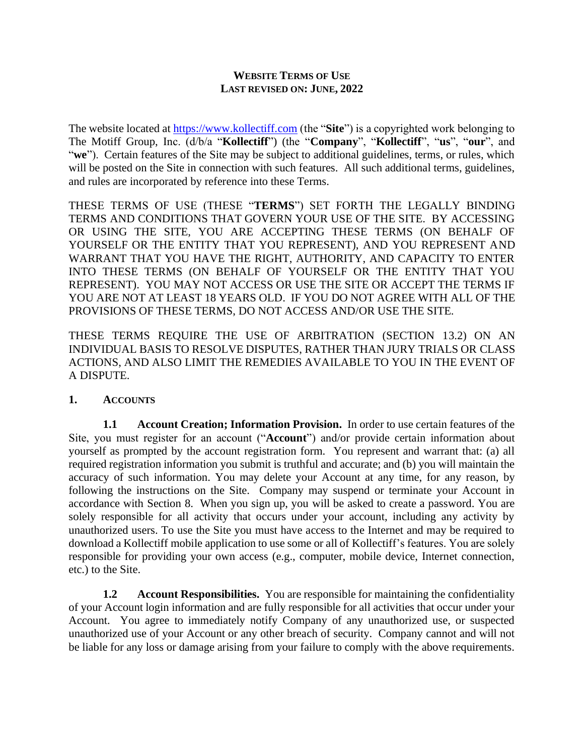# WEBSITE TERMS OF USE

**LAST REVISED ON: JUNE, 2022**

The website located at [https://www.kollectiff.com](https://www.kollectiff.com) (the "**Site**") is a copyrighted work belonging to The Motiff Group, Inc. (d/b/a "**Kollectiff**") (the "**Company**", "**Kollectiff**", "**us**", "**our**", and "**we**"). Certain features of the Site may be subject to additional guidelines, terms, or rules, which will be posted on the Site in connection with such features. All such additional terms, guidelines, and rules are incorporated by reference into these Terms.

THESE TERMS OF USE (THESE "**TERMS**") SET FORTH THE LEGALLY BINDING TERMS AND CONDITIONS THAT GOVERN YOUR USE OF THE SITE. BY ACCESSING OR USING THE SITE, YOU ARE ACCEPTING THESE TERMS (ON BEHALF OF YOURSELF OR THE ENTITY THAT YOU REPRESENT), AND YOU REPRESENT AND WARRANT THAT YOU HAVE THE RIGHT, AUTHORITY, AND CAPACITY TO ENTER INTO THESE TERMS (ON BEHALF OF YOURSELF OR THE ENTITY THAT YOU REPRESENT). YOU MAY NOT ACCESS OR USE THE SITE OR ACCEPT THE TERMS IF YOU ARE NOT AT LEAST 18 YEARS OLD. IF YOU DO NOT AGREE WITH ALL OF THE PROVISIONS OF THESE TERMS, DO NOT ACCESS AND/OR USE THE SITE.

THESE TERMS REQUIRE THE USE OF ARBITRATION (SECTION 13.2) ON AN INDIVIDUAL BASIS TO RESOLVE DISPUTES, RATHER THAN JURY TRIALS OR CLASS ACTIONS, AND ALSO LIMIT THE REMEDIES AVAILABLE TO YOU IN THE EVENT OF A DISPUTE.

## 1. ACCOUNTS

**1.1 Account Creation; Information Provision.** In order to use certain features of the Site, you must register for an account ("**Account**") and/or provide certain information about yourself as prompted by the account registration form. You represent and warrant that: (a) all required registration information you submit is truthful and accurate; and (b) you will maintain the accuracy of such information. You may delete your Account at any time, for any reason, by following the instructions on the Site. Company may suspend or terminate your Account in accordance with Section 8. When you sign up, you will be asked to create a password. You are solely responsible for all activity that occurs under your account, including any activity by unauthorized users. To use the Site you must have access to the Internet and may be required to download a Kollectiff mobile application to use some or all of Kollectiff's features. You are solely responsible for providing your own access (e.g., computer, mobile device, Internet connection, etc.) to the Site.

**1.2 Account Responsibilities.** You are responsible for maintaining the confidentiality of your Account login information and are fully responsible for all activities that occur under your Account. You agree to immediately notify Company of any unauthorized use, or suspected unauthorized use of your Account or any other breach of security. Company cannot and will not be liable for any loss or damage arising from your failure to comply with the above requirements.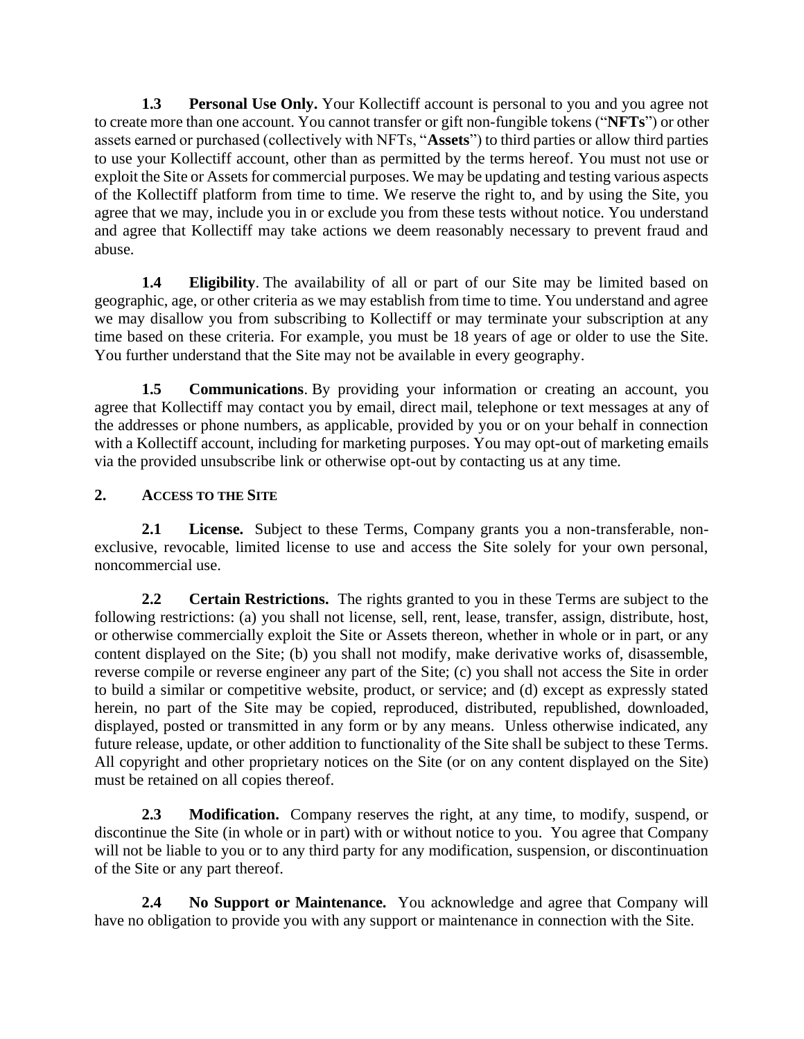**1.3 Personal Use Only.** Your Kollectiff account is personal to you and you agree not to create more than one account. You cannot transfer or gift non-fungible tokens ("**NFTs**") or other assets earned or purchased (collectively with NFTs, "**Assets**") to third parties or allow third parties to use your Kollectiff account, other than as permitted by the terms hereof. You must not use or exploit the Site or Assets for commercial purposes. We may be updating and testing various aspects of the Kollectiff platform from time to time. We reserve the right to, and by using the Site, you agree that we may, include you in or exclude you from these tests without notice. You understand and agree that Kollectiff may take actions we deem reasonably necessary to prevent fraud and abuse.

**1.4 Eligibility**. The availability of all or part of our Site may be limited based on geographic, age, or other criteria as we may establish from time to time. You understand and agree we may disallow you from subscribing to Kollectiff or may terminate your subscription at any time based on these criteria. For example, you must be 18 years of age or older to use the Site. You further understand that the Site may not be available in every geography.

**1.5 Communications**. By providing your information or creating an account, you agree that Kollectiff may contact you by email, direct mail, telephone or text messages at any of the addresses or phone numbers, as applicable, provided by you or on your behalf in connection with a Kollectiff account, including for marketing purposes. You may opt-out of marketing emails via the provided unsubscribe link or otherwise opt-out by contacting us at any time.

## 2. ACCESS TO THE SITE

**2.1 License.** Subject to these Terms, Company grants you a non-transferable, non-exclusive, revocable, limited license to use and access the Site solely for your own personal, noncommercial use.

**2.2 Certain Restrictions.** The rights granted to you in these Terms are subject to the following restrictions: (a) you shall not license, sell, rent, lease, transfer, assign, distribute, host, or otherwise commercially exploit the Site or Assets thereon, whether in whole or in part, or any content displayed on the Site; (b) you shall not modify, make derivative works of, disassemble, reverse compile or reverse engineer any part of the Site; (c) you shall not access the Site in order to build a similar or competitive website, product, or service; and (d) except as expressly stated herein, no part of the Site may be copied, reproduced, distributed, republished, downloaded, displayed, posted or transmitted in any form or by any means. Unless otherwise indicated, any future release, update, or other addition to functionality of the Site shall be subject to these Terms. All copyright and other proprietary notices on the Site (or on any content displayed on the Site) must be retained on all copies thereof.

**2.3 Modification.** Company reserves the right, at any time, to modify, suspend, or discontinue the Site (in whole or in part) with or without notice to you. You agree that Company will not be liable to you or to any third party for any modification, suspension, or discontinuation of the Site or any part thereof.

**2.4 No Support or Maintenance.** You acknowledge and agree that Company will have no obligation to provide you with any support or maintenance in connection with the Site.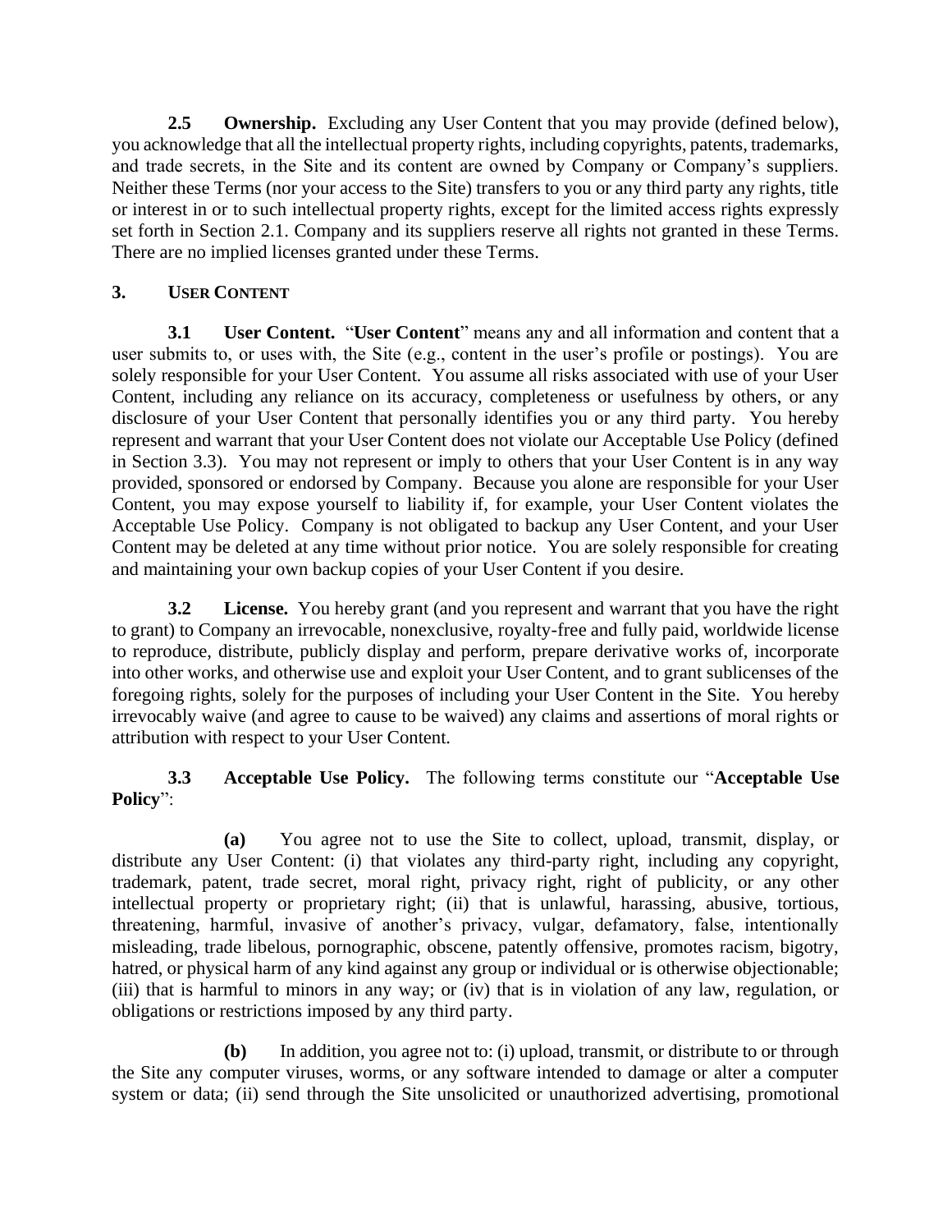**2.5 Ownership.** Excluding any User Content that you may provide (defined below), you acknowledge that all the intellectual property rights, including copyrights, patents, trademarks, and trade secrets, in the Site and its content are owned by Company or Company's suppliers. Neither these Terms (nor your access to the Site) transfers to you or any third party any rights, title or interest in or to such intellectual property rights, except for the limited access rights expressly set forth in Section 2.1. Company and its suppliers reserve all rights not granted in these Terms. There are no implied licenses granted under these Terms.

## 3. USER CONTENT

**3.1 User Content.** "**User Content**" means any and all information and content that a user submits to, or uses with, the Site (e.g., content in the user's profile or postings). You are solely responsible for your User Content. You assume all risks associated with use of your User Content, including any reliance on its accuracy, completeness or usefulness by others, or any disclosure of your User Content that personally identifies you or any third party. You hereby represent and warrant that your User Content does not violate our Acceptable Use Policy (defined in Section 3.3). You may not represent or imply to others that your User Content is in any way provided, sponsored or endorsed by Company. Because you alone are responsible for your User Content, you may expose yourself to liability if, for example, your User Content violates the Acceptable Use Policy. Company is not obligated to backup any User Content, and your User Content may be deleted at any time without prior notice. You are solely responsible for creating and maintaining your own backup copies of your User Content if you desire.

**3.2 License.** You hereby grant (and you represent and warrant that you have the right to grant) to Company an irrevocable, nonexclusive, royalty-free and fully paid, worldwide license to reproduce, distribute, publicly display and perform, prepare derivative works of, incorporate into other works, and otherwise use and exploit your User Content, and to grant sublicenses of the foregoing rights, solely for the purposes of including your User Content in the Site. You hereby irrevocably waive (and agree to cause to be waived) any claims and assertions of moral rights or attribution with respect to your User Content.

**3.3 Acceptable Use Policy.** The following terms constitute our "**Acceptable Use Policy**":

**(a)** You agree not to use the Site to collect, upload, transmit, display, or distribute any User Content: (i) that violates any third-party right, including any copyright, trademark, patent, trade secret, moral right, privacy right, right of publicity, or any other intellectual property or proprietary right; (ii) that is unlawful, harassing, abusive, tortious, threatening, harmful, invasive of another's privacy, vulgar, defamatory, false, intentionally misleading, trade libelous, pornographic, obscene, patently offensive, promotes racism, bigotry, hatred, or physical harm of any kind against any group or individual or is otherwise objectionable; (iii) that is harmful to minors in any way; or (iv) that is in violation of any law, regulation, or obligations or restrictions imposed by any third party.

**(b)** In addition, you agree not to: (i) upload, transmit, or distribute to or through the Site any computer viruses, worms, or any software intended to damage or alter a computer system or data; (ii) send through the Site unsolicited or unauthorized advertising, promotional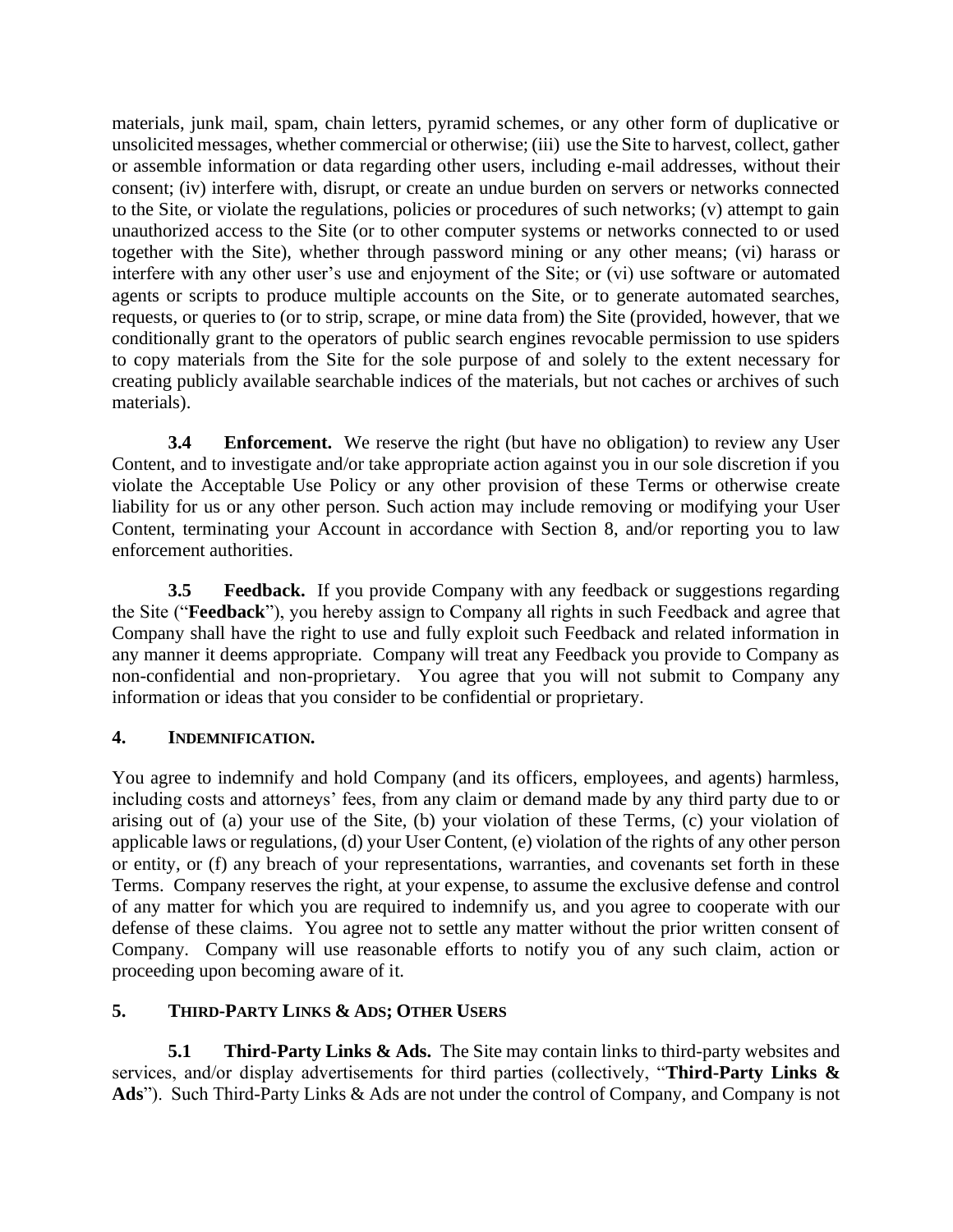materials, junk mail, spam, chain letters, pyramid schemes, or any other form of duplicative or unsolicited messages, whether commercial or otherwise; (iii) use the Site to harvest, collect, gather or assemble information or data regarding other users, including e-mail addresses, without their consent; (iv) interfere with, disrupt, or create an undue burden on servers or networks connected to the Site, or violate the regulations, policies or procedures of such networks; (v) attempt to gain unauthorized access to the Site (or to other computer systems or networks connected to or used together with the Site), whether through password mining or any other means; (vi) harass or interfere with any other user's use and enjoyment of the Site; or (vi) use software or automated agents or scripts to produce multiple accounts on the Site, or to generate automated searches, requests, or queries to (or to strip, scrape, or mine data from) the Site (provided, however, that we conditionally grant to the operators of public search engines revocable permission to use spiders to copy materials from the Site for the sole purpose of and solely to the extent necessary for creating publicly available searchable indices of the materials, but not caches or archives of such materials).

**3.4 Enforcement.** We reserve the right (but have no obligation) to review any User Content, and to investigate and/or take appropriate action against you in our sole discretion if you violate the Acceptable Use Policy or any other provision of these Terms or otherwise create liability for us or any other person. Such action may include removing or modifying your User Content, terminating your Account in accordance with Section 8, and/or reporting you to law enforcement authorities.

**3.5 Feedback.** If you provide Company with any feedback or suggestions regarding the Site ("**Feedback**"), you hereby assign to Company all rights in such Feedback and agree that Company shall have the right to use and fully exploit such Feedback and related information in any manner it deems appropriate. Company will treat any Feedback you provide to Company as non-confidential and non-proprietary. You agree that you will not submit to Company any information or ideas that you consider to be confidential or proprietary.

## 4. INDEMNIFICATION.

You agree to indemnify and hold Company (and its officers, employees, and agents) harmless, including costs and attorneys' fees, from any claim or demand made by any third party due to or arising out of (a) your use of the Site, (b) your violation of these Terms, (c) your violation of applicable laws or regulations, (d) your User Content, (e) violation of the rights of any other person or entity, or (f) any breach of your representations, warranties, and covenants set forth in these Terms. Company reserves the right, at your expense, to assume the exclusive defense and control of any matter for which you are required to indemnify us, and you agree to cooperate with our defense of these claims. You agree not to settle any matter without the prior written consent of Company. Company will use reasonable efforts to notify you of any such claim, action or proceeding upon becoming aware of it.

## 5. THIRD-PARTY LINKS & ADS; OTHER USERS

**5.1 Third-Party Links & Ads.** The Site may contain links to third-party websites and services, and/or display advertisements for third parties (collectively, "**Third-Party Links & Ads**"). Such Third-Party Links & Ads are not under the control of Company, and Company is not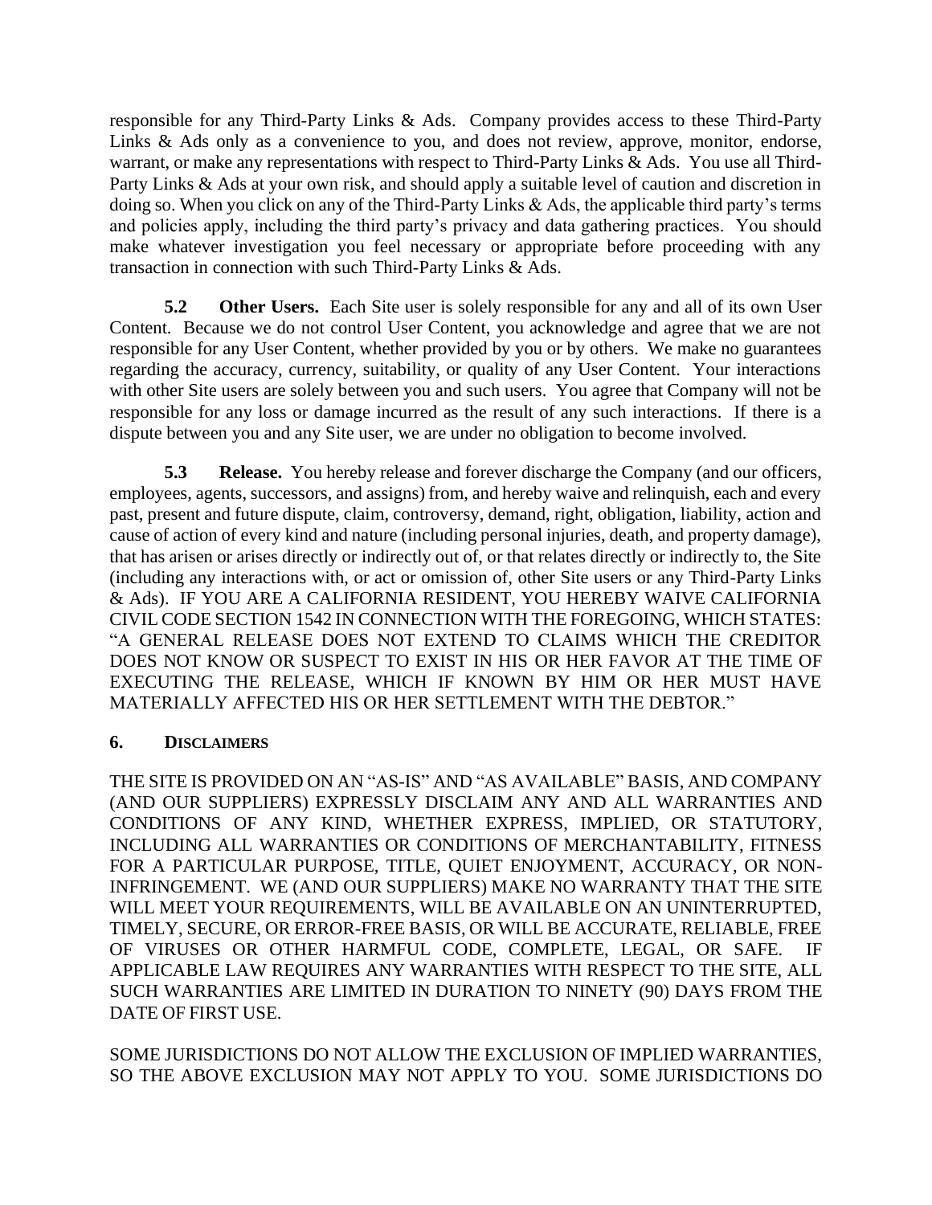responsible for any Third-Party Links & Ads. Company provides access to these Third-Party Links & Ads only as a convenience to you, and does not review, approve, monitor, endorse, warrant, or make any representations with respect to Third-Party Links & Ads. You use all Third-Party Links & Ads at your own risk, and should apply a suitable level of caution and discretion in doing so. When you click on any of the Third-Party Links & Ads, the applicable third party's terms and policies apply, including the third party's privacy and data gathering practices. You should make whatever investigation you feel necessary or appropriate before proceeding with any transaction in connection with such Third-Party Links & Ads.

**5.2 Other Users.** Each Site user is solely responsible for any and all of its own User Content. Because we do not control User Content, you acknowledge and agree that we are not responsible for any User Content, whether provided by you or by others. We make no guarantees regarding the accuracy, currency, suitability, or quality of any User Content. Your interactions with other Site users are solely between you and such users. You agree that Company will not be responsible for any loss or damage incurred as the result of any such interactions. If there is a dispute between you and any Site user, we are under no obligation to become involved.

**5.3 Release.** You hereby release and forever discharge the Company (and our officers, employees, agents, successors, and assigns) from, and hereby waive and relinquish, each and every past, present and future dispute, claim, controversy, demand, right, obligation, liability, action and cause of action of every kind and nature (including personal injuries, death, and property damage), that has arisen or arises directly or indirectly out of, or that relates directly or indirectly to, the Site (including any interactions with, or act or omission of, other Site users or any Third-Party Links & Ads). IF YOU ARE A CALIFORNIA RESIDENT, YOU HEREBY WAIVE CALIFORNIA CIVIL CODE SECTION 1542 IN CONNECTION WITH THE FOREGOING, WHICH STATES: "A GENERAL RELEASE DOES NOT EXTEND TO CLAIMS WHICH THE CREDITOR DOES NOT KNOW OR SUSPECT TO EXIST IN HIS OR HER FAVOR AT THE TIME OF EXECUTING THE RELEASE, WHICH IF KNOWN BY HIM OR HER MUST HAVE MATERIALLY AFFECTED HIS OR HER SETTLEMENT WITH THE DEBTOR."

## 6. DISCLAIMERS

THE SITE IS PROVIDED ON AN "AS-IS" AND "AS AVAILABLE" BASIS, AND COMPANY (AND OUR SUPPLIERS) EXPRESSLY DISCLAIM ANY AND ALL WARRANTIES AND CONDITIONS OF ANY KIND, WHETHER EXPRESS, IMPLIED, OR STATUTORY, INCLUDING ALL WARRANTIES OR CONDITIONS OF MERCHANTABILITY, FITNESS FOR A PARTICULAR PURPOSE, TITLE, QUIET ENJOYMENT, ACCURACY, OR NON-INFRINGEMENT. WE (AND OUR SUPPLIERS) MAKE NO WARRANTY THAT THE SITE WILL MEET YOUR REQUIREMENTS, WILL BE AVAILABLE ON AN UNINTERRUPTED, TIMELY, SECURE, OR ERROR-FREE BASIS, OR WILL BE ACCURATE, RELIABLE, FREE OF VIRUSES OR OTHER HARMFUL CODE, COMPLETE, LEGAL, OR SAFE. IF APPLICABLE LAW REQUIRES ANY WARRANTIES WITH RESPECT TO THE SITE, ALL SUCH WARRANTIES ARE LIMITED IN DURATION TO NINETY (90) DAYS FROM THE DATE OF FIRST USE.

SOME JURISDICTIONS DO NOT ALLOW THE EXCLUSION OF IMPLIED WARRANTIES, SO THE ABOVE EXCLUSION MAY NOT APPLY TO YOU. SOME JURISDICTIONS DO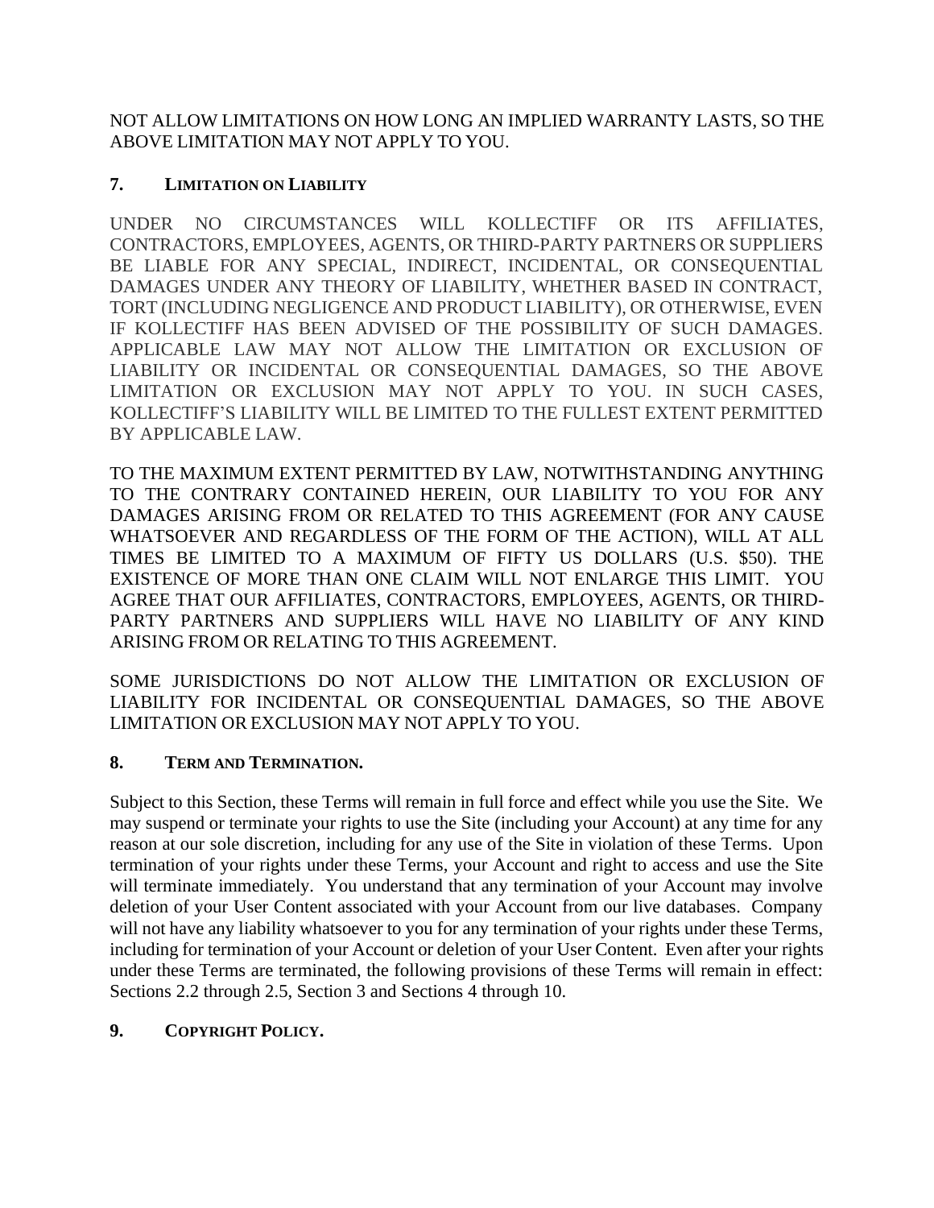NOT ALLOW LIMITATIONS ON HOW LONG AN IMPLIED WARRANTY LASTS, SO THE ABOVE LIMITATION MAY NOT APPLY TO YOU.

## 7. LIMITATION ON LIABILITY

UNDER NO CIRCUMSTANCES WILL KOLLECTIFF OR ITS AFFILIATES, CONTRACTORS, EMPLOYEES, AGENTS, OR THIRD-PARTY PARTNERS OR SUPPLIERS BE LIABLE FOR ANY SPECIAL, INDIRECT, INCIDENTAL, OR CONSEQUENTIAL DAMAGES UNDER ANY THEORY OF LIABILITY, WHETHER BASED IN CONTRACT, TORT (INCLUDING NEGLIGENCE AND PRODUCT LIABILITY), OR OTHERWISE, EVEN IF KOLLECTIFF HAS BEEN ADVISED OF THE POSSIBILITY OF SUCH DAMAGES. APPLICABLE LAW MAY NOT ALLOW THE LIMITATION OR EXCLUSION OF LIABILITY OR INCIDENTAL OR CONSEQUENTIAL DAMAGES, SO THE ABOVE LIMITATION OR EXCLUSION MAY NOT APPLY TO YOU. IN SUCH CASES, KOLLECTIFF'S LIABILITY WILL BE LIMITED TO THE FULLEST EXTENT PERMITTED BY APPLICABLE LAW.

TO THE MAXIMUM EXTENT PERMITTED BY LAW, NOTWITHSTANDING ANYTHING TO THE CONTRARY CONTAINED HEREIN, OUR LIABILITY TO YOU FOR ANY DAMAGES ARISING FROM OR RELATED TO THIS AGREEMENT (FOR ANY CAUSE WHATSOEVER AND REGARDLESS OF THE FORM OF THE ACTION), WILL AT ALL TIMES BE LIMITED TO A MAXIMUM OF FIFTY US DOLLARS (U.S. $50). THE EXISTENCE OF MORE THAN ONE CLAIM WILL NOT ENLARGE THIS LIMIT. YOU AGREE THAT OUR AFFILIATES, CONTRACTORS, EMPLOYEES, AGENTS, OR THIRD-PARTY PARTNERS AND SUPPLIERS WILL HAVE NO LIABILITY OF ANY KIND ARISING FROM OR RELATING TO THIS AGREEMENT.

SOME JURISDICTIONS DO NOT ALLOW THE LIMITATION OR EXCLUSION OF LIABILITY FOR INCIDENTAL OR CONSEQUENTIAL DAMAGES, SO THE ABOVE LIMITATION OR EXCLUSION MAY NOT APPLY TO YOU.

## 8. TERM AND TERMINATION.

Subject to this Section, these Terms will remain in full force and effect while you use the Site. We may suspend or terminate your rights to use the Site (including your Account) at any time for any reason at our sole discretion, including for any use of the Site in violation of these Terms. Upon termination of your rights under these Terms, your Account and right to access and use the Site will terminate immediately. You understand that any termination of your Account may involve deletion of your User Content associated with your Account from our live databases. Company will not have any liability whatsoever to you for any termination of your rights under these Terms, including for termination of your Account or deletion of your User Content. Even after your rights under these Terms are terminated, the following provisions of these Terms will remain in effect: Sections 2.2 through 2.5, Section 3 and Sections 4 through 10.

## 9. COPYRIGHT POLICY.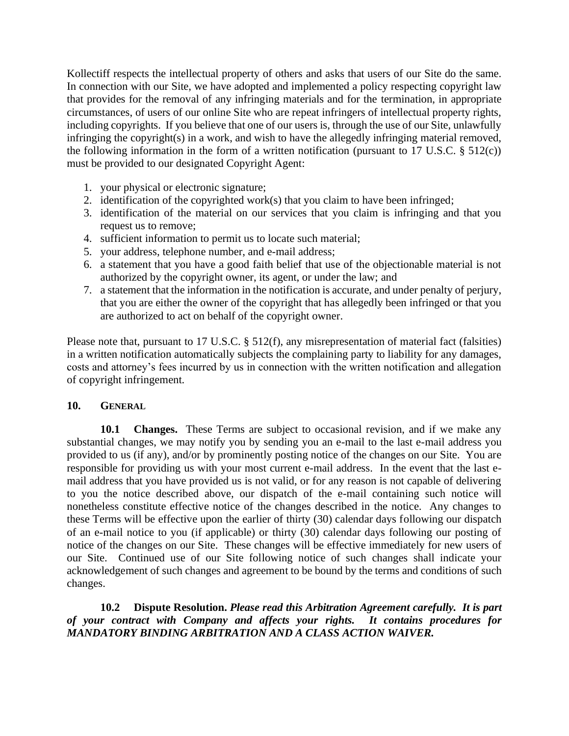Kollectiff respects the intellectual property of others and asks that users of our Site do the same. In connection with our Site, we have adopted and implemented a policy respecting copyright law that provides for the removal of any infringing materials and for the termination, in appropriate circumstances, of users of our online Site who are repeat infringers of intellectual property rights, including copyrights. If you believe that one of our users is, through the use of our Site, unlawfully infringing the copyright(s) in a work, and wish to have the allegedly infringing material removed, the following information in the form of a written notification (pursuant to 17 U.S.C. § 512(c)) must be provided to our designated Copyright Agent:

1. your physical or electronic signature;
2. identification of the copyrighted work(s) that you claim to have been infringed;
3. identification of the material on our services that you claim is infringing and that you request us to remove;
4. sufficient information to permit us to locate such material;
5. your address, telephone number, and e-mail address;
6. a statement that you have a good faith belief that use of the objectionable material is not authorized by the copyright owner, its agent, or under the law; and
7. a statement that the information in the notification is accurate, and under penalty of perjury, that you are either the owner of the copyright that has allegedly been infringed or that you are authorized to act on behalf of the copyright owner.

Please note that, pursuant to 17 U.S.C. § 512(f), any misrepresentation of material fact (falsities) in a written notification automatically subjects the complaining party to liability for any damages, costs and attorney's fees incurred by us in connection with the written notification and allegation of copyright infringement.

## 10. General

**10.1 Changes.** These Terms are subject to occasional revision, and if we make any substantial changes, we may notify you by sending you an e-mail to the last e-mail address you provided to us (if any), and/or by prominently posting notice of the changes on our Site. You are responsible for providing us with your most current e-mail address. In the event that the last e-mail address that you have provided us is not valid, or for any reason is not capable of delivering to you the notice described above, our dispatch of the e-mail containing such notice will nonetheless constitute effective notice of the changes described in the notice. Any changes to these Terms will be effective upon the earlier of thirty (30) calendar days following our dispatch of an e-mail notice to you (if applicable) or thirty (30) calendar days following our posting of notice of the changes on our Site. These changes will be effective immediately for new users of our Site. Continued use of our Site following notice of such changes shall indicate your acknowledgement of such changes and agreement to be bound by the terms and conditions of such changes.

**10.2 Dispute Resolution.** ***Please read this Arbitration Agreement carefully. It is part of your contract with Company and affects your rights. It contains procedures for MANDATORY BINDING ARBITRATION AND A CLASS ACTION WAIVER.***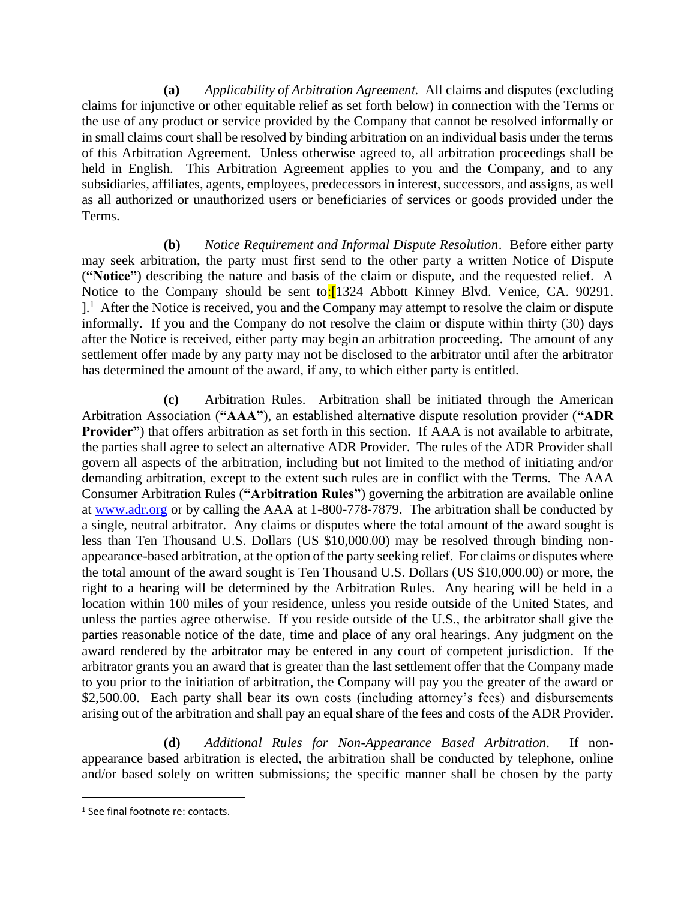**(a)** *Applicability of Arbitration Agreement.* All claims and disputes (excluding claims for injunctive or other equitable relief as set forth below) in connection with the Terms or the use of any product or service provided by the Company that cannot be resolved informally or in small claims court shall be resolved by binding arbitration on an individual basis under the terms of this Arbitration Agreement. Unless otherwise agreed to, all arbitration proceedings shall be held in English. This Arbitration Agreement applies to you and the Company, and to any subsidiaries, affiliates, agents, employees, predecessors in interest, successors, and assigns, as well as all authorized or unauthorized users or beneficiaries of services or goods provided under the Terms.

**(b)** *Notice Requirement and Informal Dispute Resolution*. Before either party may seek arbitration, the party must first send to the other party a written Notice of Dispute (**"Notice"**) describing the nature and basis of the claim or dispute, and the requested relief. A Notice to the Company should be sent to:[1324 Abbott Kinney Blvd. Venice, CA. 90291. ].[1] After the Notice is received, you and the Company may attempt to resolve the claim or dispute informally. If you and the Company do not resolve the claim or dispute within thirty (30) days after the Notice is received, either party may begin an arbitration proceeding. The amount of any settlement offer made by any party may not be disclosed to the arbitrator until after the arbitrator has determined the amount of the award, if any, to which either party is entitled.

**(c)** Arbitration Rules. Arbitration shall be initiated through the American Arbitration Association (**"AAA"**), an established alternative dispute resolution provider (**"ADR Provider"**) that offers arbitration as set forth in this section. If AAA is not available to arbitrate, the parties shall agree to select an alternative ADR Provider. The rules of the ADR Provider shall govern all aspects of the arbitration, including but not limited to the method of initiating and/or demanding arbitration, except to the extent such rules are in conflict with the Terms. The AAA Consumer Arbitration Rules (**"Arbitration Rules"**) governing the arbitration are available online at www.adr.org or by calling the AAA at 1-800-778-7879. The arbitration shall be conducted by a single, neutral arbitrator. Any claims or disputes where the total amount of the award sought is less than Ten Thousand U.S. Dollars (US $10,000.00) may be resolved through binding non-appearance-based arbitration, at the option of the party seeking relief. For claims or disputes where the total amount of the award sought is Ten Thousand U.S. Dollars (US $10,000.00) or more, the right to a hearing will be determined by the Arbitration Rules. Any hearing will be held in a location within 100 miles of your residence, unless you reside outside of the United States, and unless the parties agree otherwise. If you reside outside of the U.S., the arbitrator shall give the parties reasonable notice of the date, time and place of any oral hearings. Any judgment on the award rendered by the arbitrator may be entered in any court of competent jurisdiction. If the arbitrator grants you an award that is greater than the last settlement offer that the Company made to you prior to the initiation of arbitration, the Company will pay you the greater of the award or $2,500.00. Each party shall bear its own costs (including attorney's fees) and disbursements arising out of the arbitration and shall pay an equal share of the fees and costs of the ADR Provider.

**(d)** *Additional Rules for Non-Appearance Based Arbitration*. If non-appearance based arbitration is elected, the arbitration shall be conducted by telephone, online and/or based solely on written submissions; the specific manner shall be chosen by the party

[1] See final footnote re: contacts.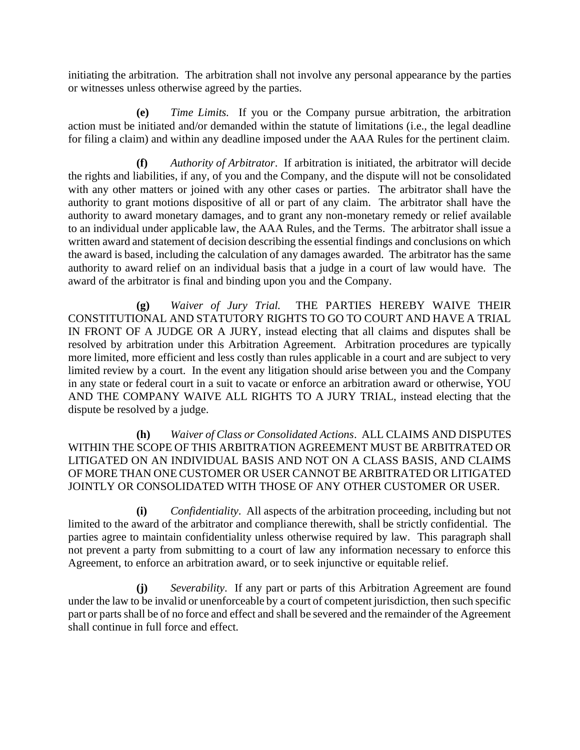initiating the arbitration. The arbitration shall not involve any personal appearance by the parties or witnesses unless otherwise agreed by the parties.

**(e)** *Time Limits.* If you or the Company pursue arbitration, the arbitration action must be initiated and/or demanded within the statute of limitations (i.e., the legal deadline for filing a claim) and within any deadline imposed under the AAA Rules for the pertinent claim.

**(f)** *Authority of Arbitrator*. If arbitration is initiated, the arbitrator will decide the rights and liabilities, if any, of you and the Company, and the dispute will not be consolidated with any other matters or joined with any other cases or parties. The arbitrator shall have the authority to grant motions dispositive of all or part of any claim. The arbitrator shall have the authority to award monetary damages, and to grant any non-monetary remedy or relief available to an individual under applicable law, the AAA Rules, and the Terms. The arbitrator shall issue a written award and statement of decision describing the essential findings and conclusions on which the award is based, including the calculation of any damages awarded. The arbitrator has the same authority to award relief on an individual basis that a judge in a court of law would have. The award of the arbitrator is final and binding upon you and the Company.

**(g)** *Waiver of Jury Trial.* THE PARTIES HEREBY WAIVE THEIR CONSTITUTIONAL AND STATUTORY RIGHTS TO GO TO COURT AND HAVE A TRIAL IN FRONT OF A JUDGE OR A JURY, instead electing that all claims and disputes shall be resolved by arbitration under this Arbitration Agreement. Arbitration procedures are typically more limited, more efficient and less costly than rules applicable in a court and are subject to very limited review by a court. In the event any litigation should arise between you and the Company in any state or federal court in a suit to vacate or enforce an arbitration award or otherwise, YOU AND THE COMPANY WAIVE ALL RIGHTS TO A JURY TRIAL, instead electing that the dispute be resolved by a judge.

**(h)** *Waiver of Class or Consolidated Actions*. ALL CLAIMS AND DISPUTES WITHIN THE SCOPE OF THIS ARBITRATION AGREEMENT MUST BE ARBITRATED OR LITIGATED ON AN INDIVIDUAL BASIS AND NOT ON A CLASS BASIS, AND CLAIMS OF MORE THAN ONE CUSTOMER OR USER CANNOT BE ARBITRATED OR LITIGATED JOINTLY OR CONSOLIDATED WITH THOSE OF ANY OTHER CUSTOMER OR USER.

**(i)** *Confidentiality*. All aspects of the arbitration proceeding, including but not limited to the award of the arbitrator and compliance therewith, shall be strictly confidential. The parties agree to maintain confidentiality unless otherwise required by law. This paragraph shall not prevent a party from submitting to a court of law any information necessary to enforce this Agreement, to enforce an arbitration award, or to seek injunctive or equitable relief.

**(j)** *Severability*. If any part or parts of this Arbitration Agreement are found under the law to be invalid or unenforceable by a court of competent jurisdiction, then such specific part or parts shall be of no force and effect and shall be severed and the remainder of the Agreement shall continue in full force and effect.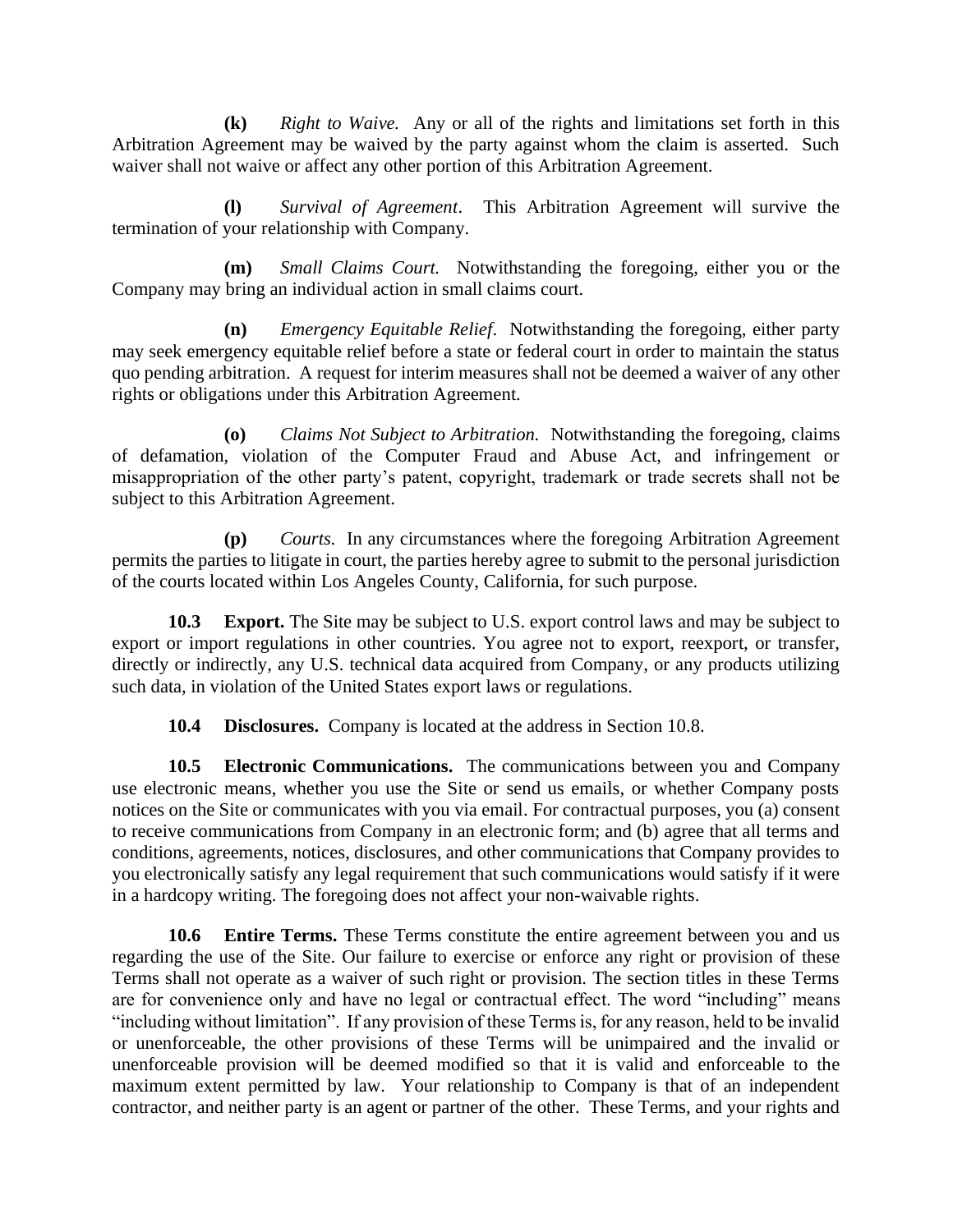**(k)** *Right to Waive.* Any or all of the rights and limitations set forth in this Arbitration Agreement may be waived by the party against whom the claim is asserted. Such waiver shall not waive or affect any other portion of this Arbitration Agreement.

**(l)** *Survival of Agreement*. This Arbitration Agreement will survive the termination of your relationship with Company.

**(m)** *Small Claims Court.* Notwithstanding the foregoing, either you or the Company may bring an individual action in small claims court.

**(n)** *Emergency Equitable Relief*. Notwithstanding the foregoing, either party may seek emergency equitable relief before a state or federal court in order to maintain the status quo pending arbitration. A request for interim measures shall not be deemed a waiver of any other rights or obligations under this Arbitration Agreement.

**(o)** *Claims Not Subject to Arbitration.* Notwithstanding the foregoing, claims of defamation, violation of the Computer Fraud and Abuse Act, and infringement or misappropriation of the other party's patent, copyright, trademark or trade secrets shall not be subject to this Arbitration Agreement.

**(p)** *Courts.* In any circumstances where the foregoing Arbitration Agreement permits the parties to litigate in court, the parties hereby agree to submit to the personal jurisdiction of the courts located within Los Angeles County, California, for such purpose.

**10.3 Export.** The Site may be subject to U.S. export control laws and may be subject to export or import regulations in other countries. You agree not to export, reexport, or transfer, directly or indirectly, any U.S. technical data acquired from Company, or any products utilizing such data, in violation of the United States export laws or regulations.

**10.4 Disclosures.** Company is located at the address in Section 10.8.

**10.5 Electronic Communications.** The communications between you and Company use electronic means, whether you use the Site or send us emails, or whether Company posts notices on the Site or communicates with you via email. For contractual purposes, you (a) consent to receive communications from Company in an electronic form; and (b) agree that all terms and conditions, agreements, notices, disclosures, and other communications that Company provides to you electronically satisfy any legal requirement that such communications would satisfy if it were in a hardcopy writing. The foregoing does not affect your non-waivable rights.

**10.6 Entire Terms.** These Terms constitute the entire agreement between you and us regarding the use of the Site. Our failure to exercise or enforce any right or provision of these Terms shall not operate as a waiver of such right or provision. The section titles in these Terms are for convenience only and have no legal or contractual effect. The word "including" means "including without limitation". If any provision of these Terms is, for any reason, held to be invalid or unenforceable, the other provisions of these Terms will be unimpaired and the invalid or unenforceable provision will be deemed modified so that it is valid and enforceable to the maximum extent permitted by law. Your relationship to Company is that of an independent contractor, and neither party is an agent or partner of the other. These Terms, and your rights and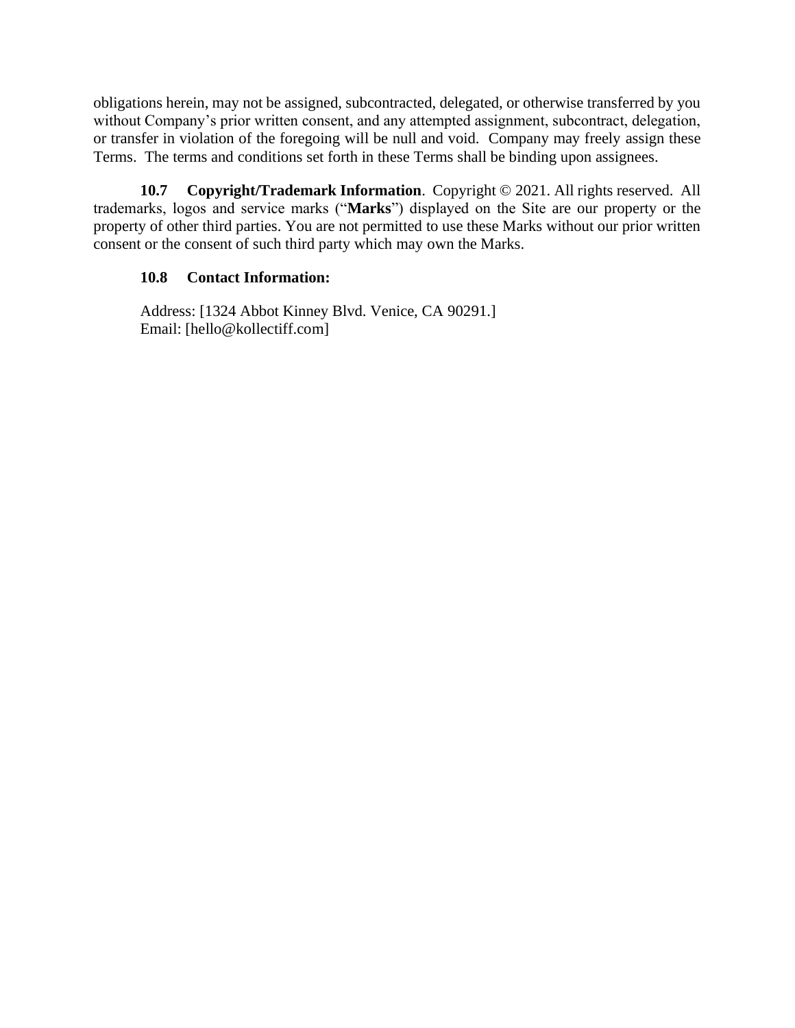obligations herein, may not be assigned, subcontracted, delegated, or otherwise transferred by you without Company's prior written consent, and any attempted assignment, subcontract, delegation, or transfer in violation of the foregoing will be null and void. Company may freely assign these Terms. The terms and conditions set forth in these Terms shall be binding upon assignees.

**10.7 Copyright/Trademark Information**. Copyright © 2021. All rights reserved. All trademarks, logos and service marks ("**Marks**") displayed on the Site are our property or the property of other third parties. You are not permitted to use these Marks without our prior written consent or the consent of such third party which may own the Marks.

**10.8 Contact Information:**

Address: [1324 Abbot Kinney Blvd. Venice, CA 90291.]
Email: [hello@kollectiff.com]